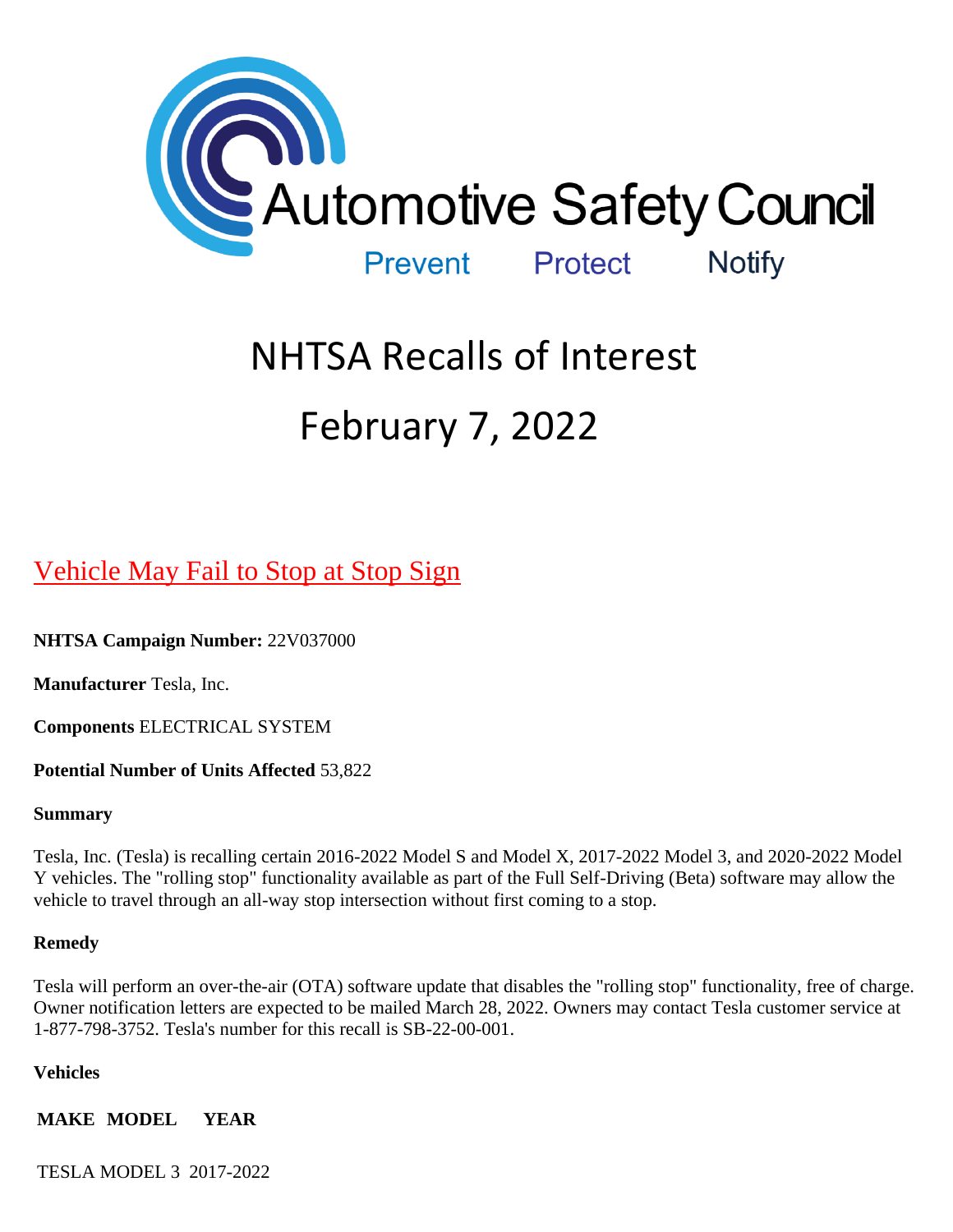Automotive Safety Council

Prevent Protect Notify

# NHTSA Recalls of Interest

# February 7, 2022

## Vehicle May Fail to Stop at Stop Sign

**NHTSA Campaign Number:** 22V037000

**Manufacturer** Tesla, Inc.

**Components** ELECTRICAL SYSTEM

**Potential Number of Units Affected** 53,822

**Summary**

Tesla, Inc. (Tesla) is recalling certain 2016-2022 Model S and Model X, 2017-2022 Model 3, and 2020-2022 Model Y vehicles. The "rolling stop" functionality available as part of the Full Self-Driving (Beta) software may allow the vehicle to travel through an all-way stop intersection without first coming to a stop.

**Remedy**

Tesla will perform an over-the-air (OTA) software update that disables the "rolling stop" functionality, free of charge. Owner notification letters are expected to be mailed March 28, 2022. Owners may contact Tesla customer service at 1-877-798-3752. Tesla's number for this recall is SB-22-00-001.

**Vehicles**

| MAKE | MODEL | YEAR |
|---|---|---|
| TESLA | MODEL 3 | 2017-2022 |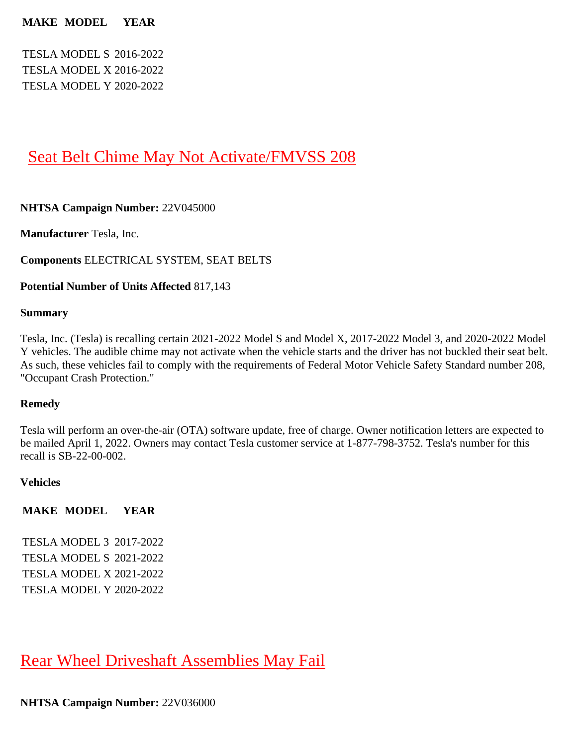| MAKE | MODEL | YEAR |
|---|---|---|
| TESLA | MODEL S | 2016-2022 |
| TESLA | MODEL X | 2016-2022 |
| TESLA | MODEL Y | 2020-2022 |

## Seat Belt Chime May Not Activate/FMVSS 208

**NHTSA Campaign Number:** 22V045000

**Manufacturer** Tesla, Inc.

**Components** ELECTRICAL SYSTEM, SEAT BELTS

**Potential Number of Units Affected** 817,143

**Summary**

Tesla, Inc. (Tesla) is recalling certain 2021-2022 Model S and Model X, 2017-2022 Model 3, and 2020-2022 Model Y vehicles. The audible chime may not activate when the vehicle starts and the driver has not buckled their seat belt. As such, these vehicles fail to comply with the requirements of Federal Motor Vehicle Safety Standard number 208, "Occupant Crash Protection."

**Remedy**

Tesla will perform an over-the-air (OTA) software update, free of charge. Owner notification letters are expected to be mailed April 1, 2022. Owners may contact Tesla customer service at 1-877-798-3752. Tesla's number for this recall is SB-22-00-002.

**Vehicles**

| MAKE | MODEL | YEAR |
|---|---|---|
| TESLA | MODEL 3 | 2017-2022 |
| TESLA | MODEL S | 2021-2022 |
| TESLA | MODEL X | 2021-2022 |
| TESLA | MODEL Y | 2020-2022 |

## Rear Wheel Driveshaft Assemblies May Fail

**NHTSA Campaign Number:** 22V036000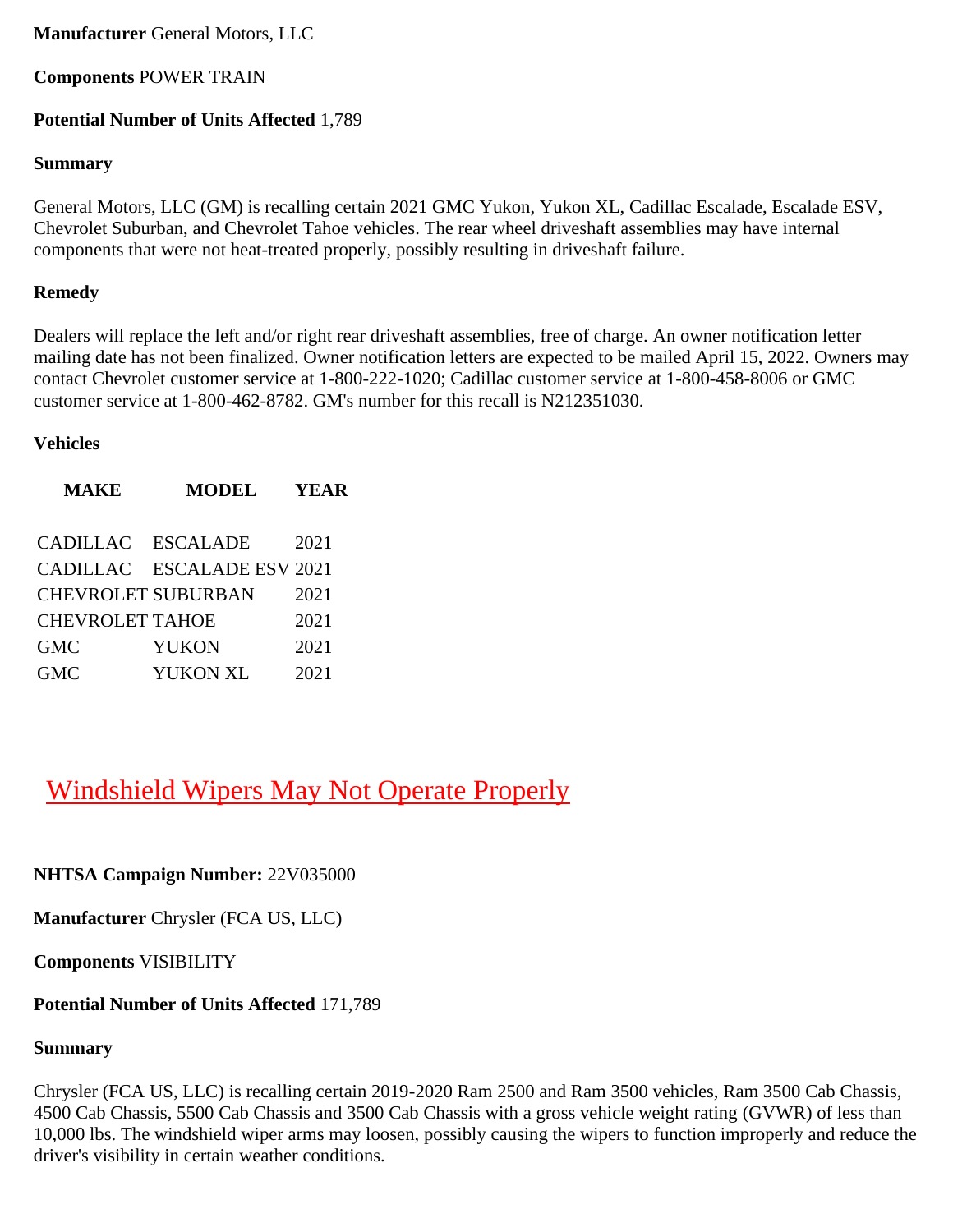**Manufacturer** General Motors, LLC

**Components** POWER TRAIN

**Potential Number of Units Affected** 1,789

**Summary**

General Motors, LLC (GM) is recalling certain 2021 GMC Yukon, Yukon XL, Cadillac Escalade, Escalade ESV, Chevrolet Suburban, and Chevrolet Tahoe vehicles. The rear wheel driveshaft assemblies may have internal components that were not heat-treated properly, possibly resulting in driveshaft failure.

**Remedy**

Dealers will replace the left and/or right rear driveshaft assemblies, free of charge. An owner notification letter mailing date has not been finalized. Owner notification letters are expected to be mailed April 15, 2022. Owners may contact Chevrolet customer service at 1-800-222-1020; Cadillac customer service at 1-800-458-8006 or GMC customer service at 1-800-462-8782. GM's number for this recall is N212351030.

**Vehicles**

| MAKE | MODEL | YEAR |
|---|---|---|
| CADILLAC | ESCALADE | 2021 |
| CADILLAC | ESCALADE ESV | 2021 |
| CHEVROLET | SUBURBAN | 2021 |
| CHEVROLET | TAHOE | 2021 |
| GMC | YUKON | 2021 |
| GMC | YUKON XL | 2021 |

## Windshield Wipers May Not Operate Properly

**NHTSA Campaign Number:** 22V035000

**Manufacturer** Chrysler (FCA US, LLC)

**Components** VISIBILITY

**Potential Number of Units Affected** 171,789

**Summary**

Chrysler (FCA US, LLC) is recalling certain 2019-2020 Ram 2500 and Ram 3500 vehicles, Ram 3500 Cab Chassis, 4500 Cab Chassis, 5500 Cab Chassis and 3500 Cab Chassis with a gross vehicle weight rating (GVWR) of less than 10,000 lbs. The windshield wiper arms may loosen, possibly causing the wipers to function improperly and reduce the driver's visibility in certain weather conditions.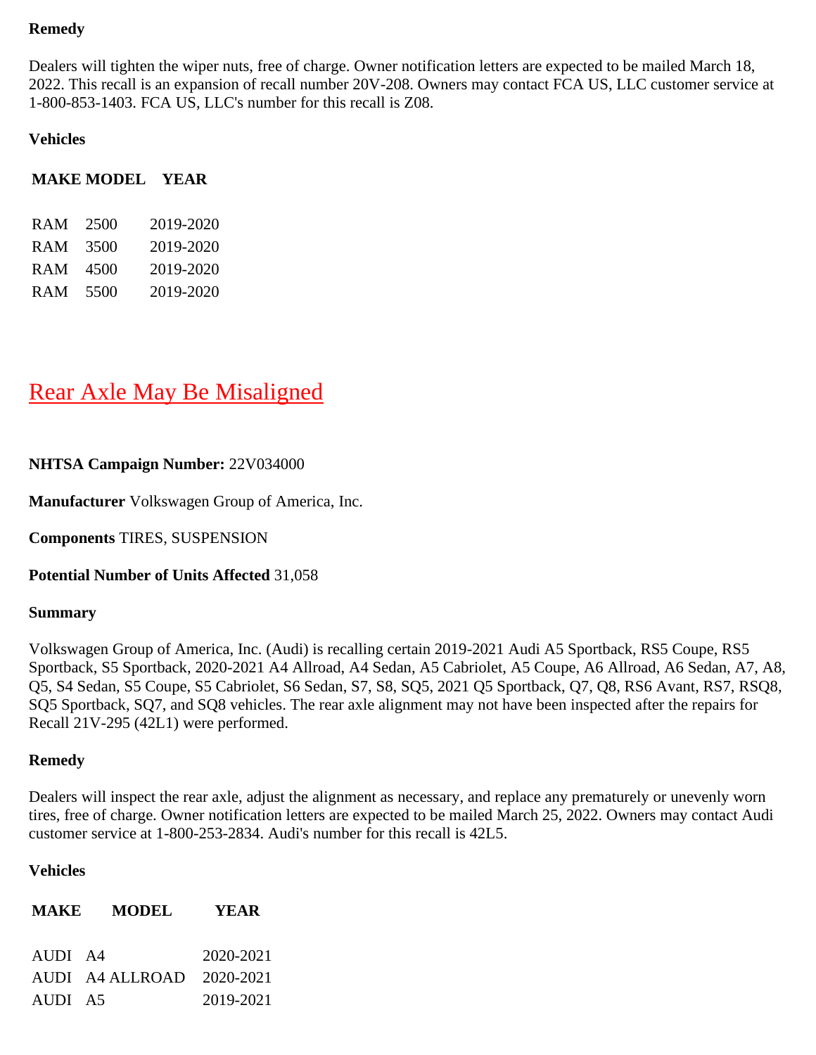**Remedy**

Dealers will tighten the wiper nuts, free of charge. Owner notification letters are expected to be mailed March 18, 2022. This recall is an expansion of recall number 20V-208. Owners may contact FCA US, LLC customer service at 1-800-853-1403. FCA US, LLC's number for this recall is Z08.

**Vehicles**

| MAKE | MODEL | YEAR |
|---|---|---|
| RAM | 2500 | 2019-2020 |
| RAM | 3500 | 2019-2020 |
| RAM | 4500 | 2019-2020 |
| RAM | 5500 | 2019-2020 |

## Rear Axle May Be Misaligned

**NHTSA Campaign Number:** 22V034000

**Manufacturer** Volkswagen Group of America, Inc.

**Components** TIRES, SUSPENSION

**Potential Number of Units Affected** 31,058

**Summary**

Volkswagen Group of America, Inc. (Audi) is recalling certain 2019-2021 Audi A5 Sportback, RS5 Coupe, RS5 Sportback, S5 Sportback, 2020-2021 A4 Allroad, A4 Sedan, A5 Cabriolet, A5 Coupe, A6 Allroad, A6 Sedan, A7, A8, Q5, S4 Sedan, S5 Coupe, S5 Cabriolet, S6 Sedan, S7, S8, SQ5, 2021 Q5 Sportback, Q7, Q8, RS6 Avant, RS7, RSQ8, SQ5 Sportback, SQ7, and SQ8 vehicles. The rear axle alignment may not have been inspected after the repairs for Recall 21V-295 (42L1) were performed.

**Remedy**

Dealers will inspect the rear axle, adjust the alignment as necessary, and replace any prematurely or unevenly worn tires, free of charge. Owner notification letters are expected to be mailed March 25, 2022. Owners may contact Audi customer service at 1-800-253-2834. Audi's number for this recall is 42L5.

**Vehicles**

| MAKE | MODEL | YEAR |
|---|---|---|
| AUDI | A4 | 2020-2021 |
| AUDI | A4 ALLROAD | 2020-2021 |
| AUDI | A5 | 2019-2021 |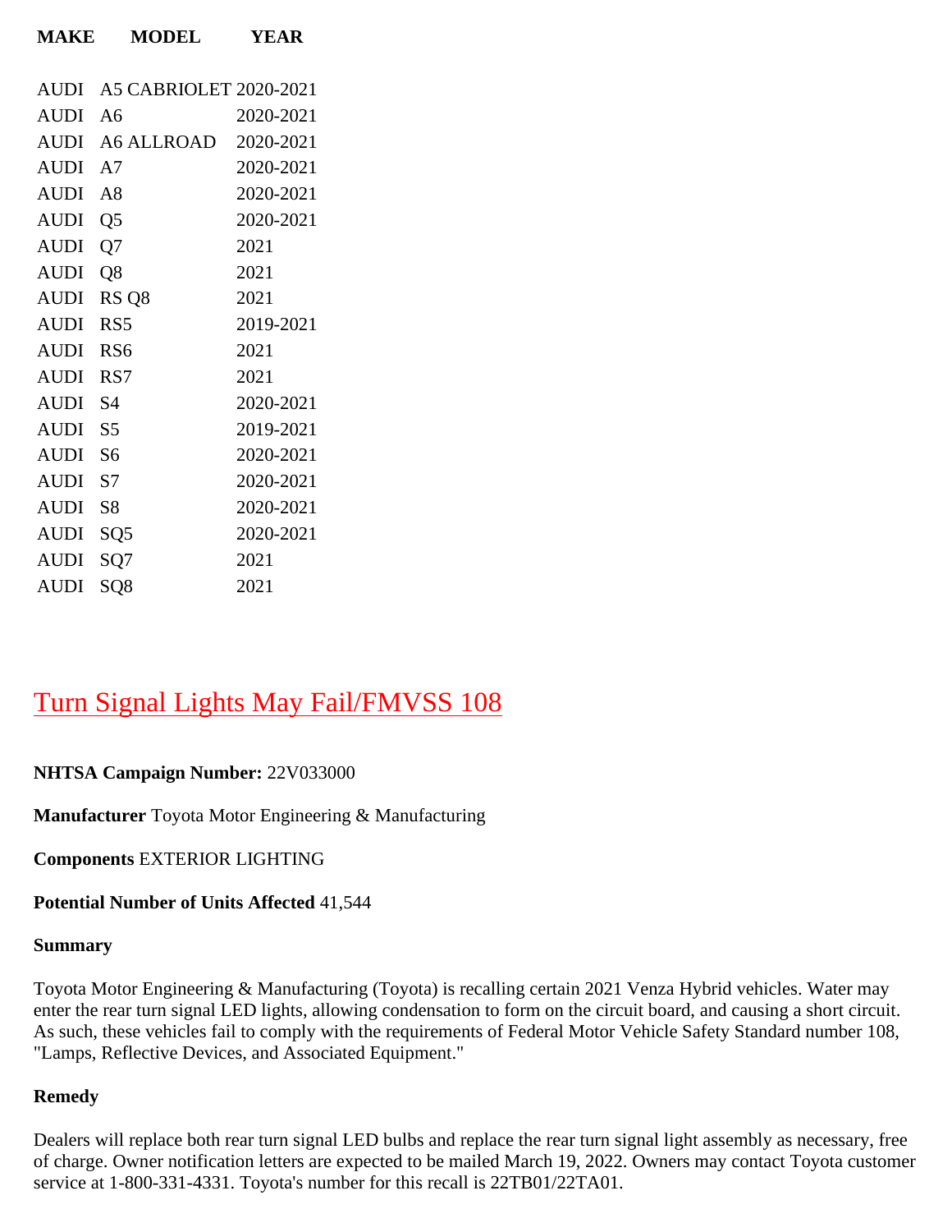| MAKE | MODEL | YEAR |
|---|---|---|
| AUDI | A5 CABRIOLET | 2020-2021 |
| AUDI | A6 | 2020-2021 |
| AUDI | A6 ALLROAD | 2020-2021 |
| AUDI | A7 | 2020-2021 |
| AUDI | A8 | 2020-2021 |
| AUDI | Q5 | 2020-2021 |
| AUDI | Q7 | 2021 |
| AUDI | Q8 | 2021 |
| AUDI | RS Q8 | 2021 |
| AUDI | RS5 | 2019-2021 |
| AUDI | RS6 | 2021 |
| AUDI | RS7 | 2021 |
| AUDI | S4 | 2020-2021 |
| AUDI | S5 | 2019-2021 |
| AUDI | S6 | 2020-2021 |
| AUDI | S7 | 2020-2021 |
| AUDI | S8 | 2020-2021 |
| AUDI | SQ5 | 2020-2021 |
| AUDI | SQ7 | 2021 |
| AUDI | SQ8 | 2021 |

## Turn Signal Lights May Fail/FMVSS 108

**NHTSA Campaign Number:** 22V033000

**Manufacturer** Toyota Motor Engineering & Manufacturing

**Components** EXTERIOR LIGHTING

**Potential Number of Units Affected** 41,544

**Summary**

Toyota Motor Engineering & Manufacturing (Toyota) is recalling certain 2021 Venza Hybrid vehicles. Water may enter the rear turn signal LED lights, allowing condensation to form on the circuit board, and causing a short circuit. As such, these vehicles fail to comply with the requirements of Federal Motor Vehicle Safety Standard number 108, "Lamps, Reflective Devices, and Associated Equipment."

**Remedy**

Dealers will replace both rear turn signal LED bulbs and replace the rear turn signal light assembly as necessary, free of charge. Owner notification letters are expected to be mailed March 19, 2022. Owners may contact Toyota customer service at 1-800-331-4331. Toyota's number for this recall is 22TB01/22TA01.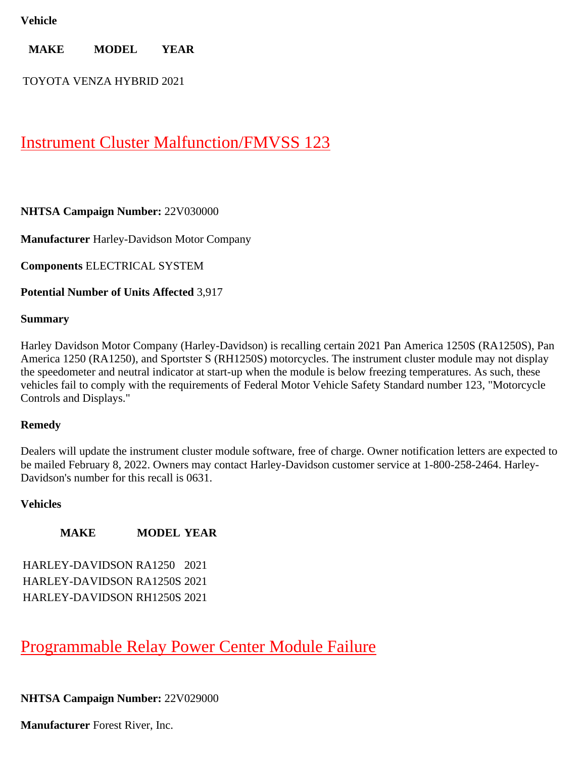**Vehicle**

| MAKE | MODEL | YEAR |
| --- | --- | --- |
| TOYOTA | VENZA HYBRID | 2021 |

## Instrument Cluster Malfunction/FMVSS 123

**NHTSA Campaign Number:** 22V030000

**Manufacturer** Harley-Davidson Motor Company

**Components** ELECTRICAL SYSTEM

**Potential Number of Units Affected** 3,917

**Summary**

Harley Davidson Motor Company (Harley-Davidson) is recalling certain 2021 Pan America 1250S (RA1250S), Pan America 1250 (RA1250), and Sportster S (RH1250S) motorcycles. The instrument cluster module may not display the speedometer and neutral indicator at start-up when the module is below freezing temperatures. As such, these vehicles fail to comply with the requirements of Federal Motor Vehicle Safety Standard number 123, "Motorcycle Controls and Displays."

**Remedy**

Dealers will update the instrument cluster module software, free of charge. Owner notification letters are expected to be mailed February 8, 2022. Owners may contact Harley-Davidson customer service at 1-800-258-2464. Harley-Davidson's number for this recall is 0631.

**Vehicles**

| MAKE | MODEL | YEAR |
| --- | --- | --- |
| HARLEY-DAVIDSON | RA1250 | 2021 |
| HARLEY-DAVIDSON | RA1250S | 2021 |
| HARLEY-DAVIDSON | RH1250S | 2021 |

## Programmable Relay Power Center Module Failure

**NHTSA Campaign Number:** 22V029000

**Manufacturer** Forest River, Inc.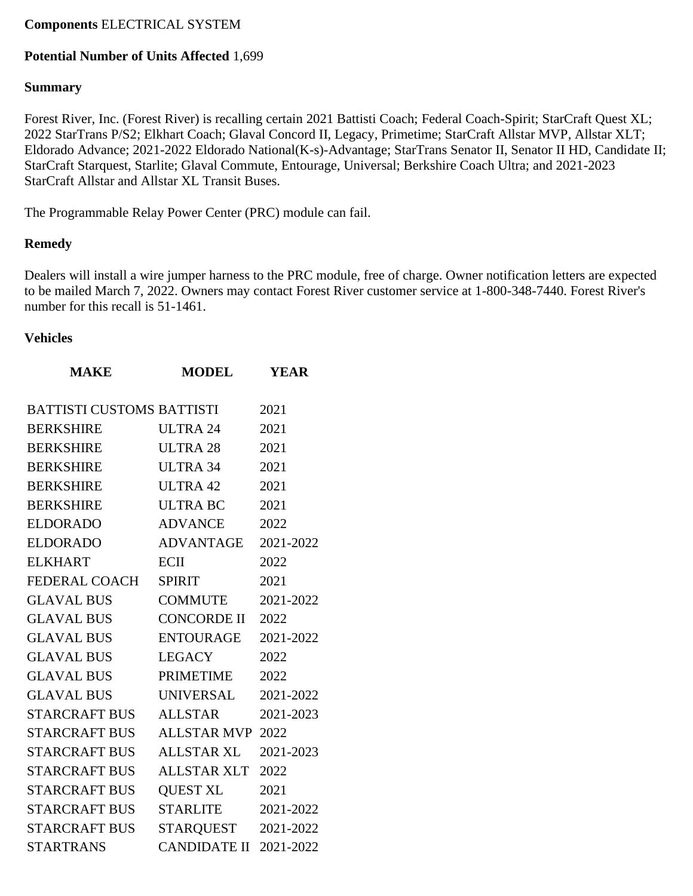**Components** ELECTRICAL SYSTEM

**Potential Number of Units Affected** 1,699

**Summary**

Forest River, Inc. (Forest River) is recalling certain 2021 Battisti Coach; Federal Coach-Spirit; StarCraft Quest XL; 2022 StarTrans P/S2; Elkhart Coach; Glaval Concord II, Legacy, Primetime; StarCraft Allstar MVP, Allstar XLT; Eldorado Advance; 2021-2022 Eldorado National(K-s)-Advantage; StarTrans Senator II, Senator II HD, Candidate II; StarCraft Starquest, Starlite; Glaval Commute, Entourage, Universal; Berkshire Coach Ultra; and 2021-2023 StarCraft Allstar and Allstar XL Transit Buses.

The Programmable Relay Power Center (PRC) module can fail.

**Remedy**

Dealers will install a wire jumper harness to the PRC module, free of charge. Owner notification letters are expected to be mailed March 7, 2022. Owners may contact Forest River customer service at 1-800-348-7440. Forest River's number for this recall is 51-1461.

**Vehicles**

| MAKE | MODEL | YEAR |
|---|---|---|
| BATTISTI CUSTOMS | BATTISTI | 2021 |
| BERKSHIRE | ULTRA 24 | 2021 |
| BERKSHIRE | ULTRA 28 | 2021 |
| BERKSHIRE | ULTRA 34 | 2021 |
| BERKSHIRE | ULTRA 42 | 2021 |
| BERKSHIRE | ULTRA BC | 2021 |
| ELDORADO | ADVANCE | 2022 |
| ELDORADO | ADVANTAGE | 2021-2022 |
| ELKHART | ECII | 2022 |
| FEDERAL COACH | SPIRIT | 2021 |
| GLAVAL BUS | COMMUTE | 2021-2022 |
| GLAVAL BUS | CONCORDE II | 2022 |
| GLAVAL BUS | ENTOURAGE | 2021-2022 |
| GLAVAL BUS | LEGACY | 2022 |
| GLAVAL BUS | PRIMETIME | 2022 |
| GLAVAL BUS | UNIVERSAL | 2021-2022 |
| STARCRAFT BUS | ALLSTAR | 2021-2023 |
| STARCRAFT BUS | ALLSTAR MVP | 2022 |
| STARCRAFT BUS | ALLSTAR XL | 2021-2023 |
| STARCRAFT BUS | ALLSTAR XLT | 2022 |
| STARCRAFT BUS | QUEST XL | 2021 |
| STARCRAFT BUS | STARLITE | 2021-2022 |
| STARCRAFT BUS | STARQUEST | 2021-2022 |
| STARTRANS | CANDIDATE II | 2021-2022 |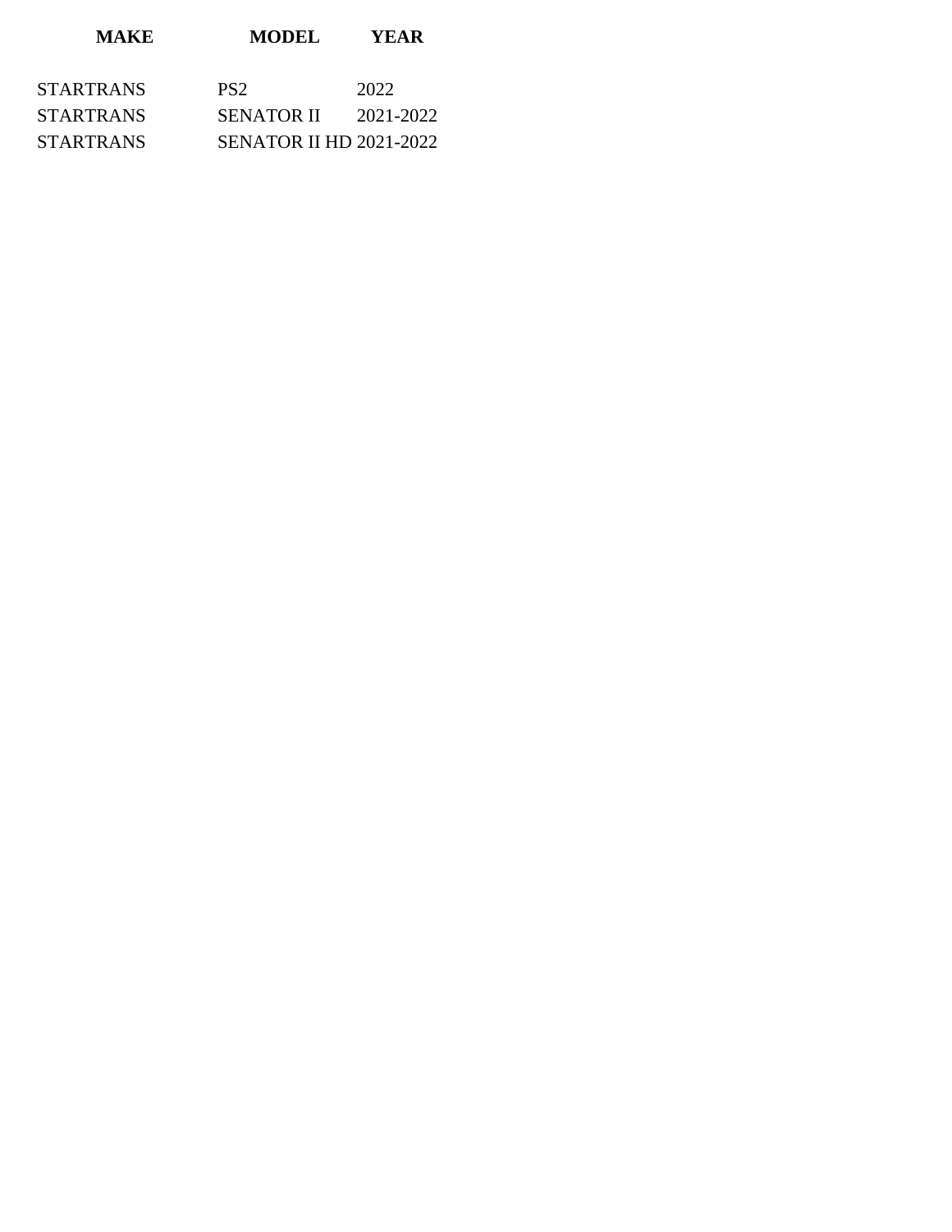| MAKE | MODEL | YEAR |
|---|---|---|
| STARTRANS | PS2 | 2022 |
| STARTRANS | SENATOR II | 2021-2022 |
| STARTRANS | SENATOR II HD | 2021-2022 |